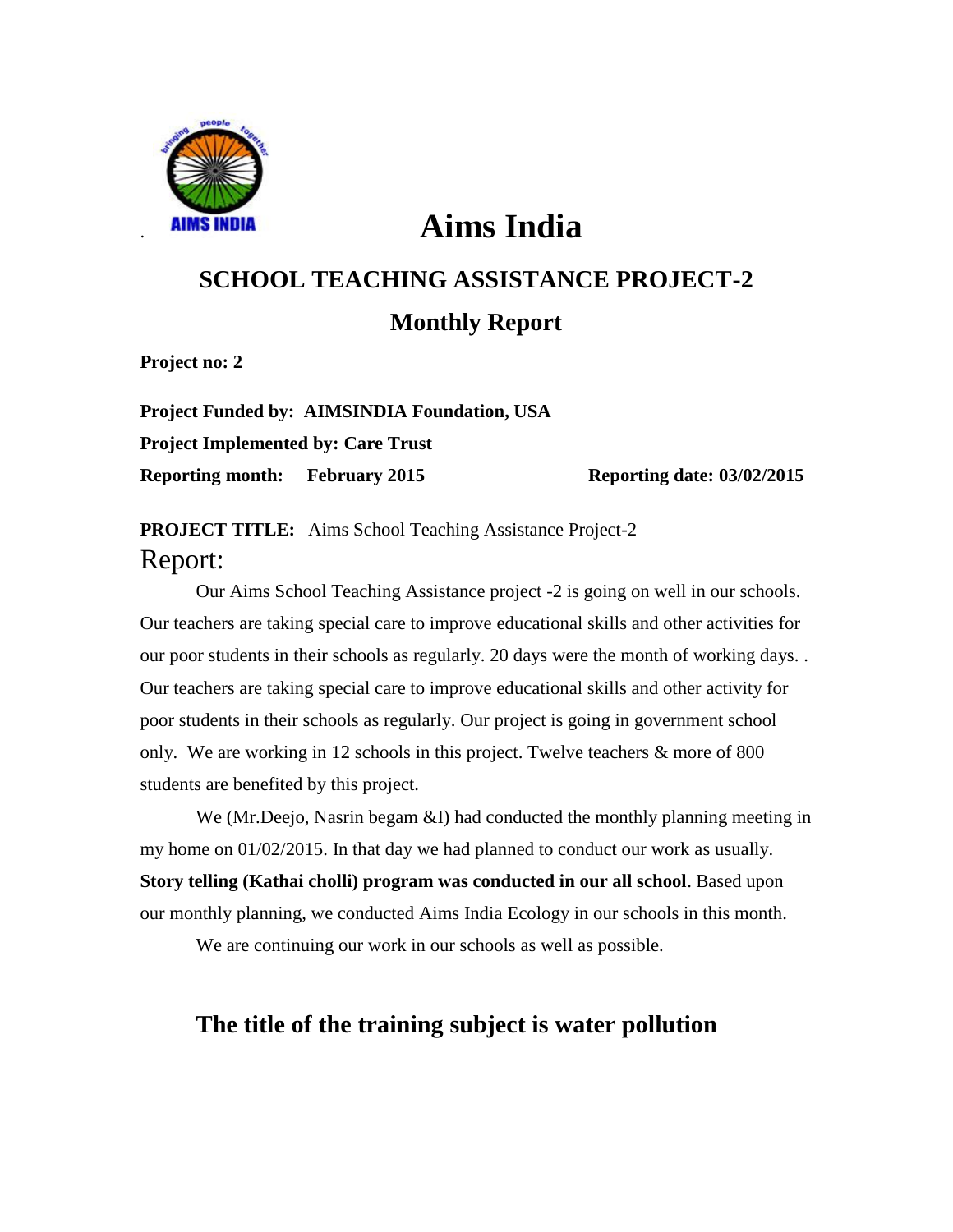# Aims India

## SCHOOL TEACHING ASSISTANCE PROJECT-2

## Monthly Report

**Project no: 2**

**Project Funded by: AIMSINDIA Foundation, USA**

**Project Implemented by: Care Trust**

**Reporting month: February 2015** **Reporting date: 03/02/2015**

**PROJECT TITLE:** Aims School Teaching Assistance Project-2

Report:

Our Aims School Teaching Assistance project -2 is going on well in our schools. Our teachers are taking special care to improve educational skills and other activities for our poor students in their schools as regularly. 20 days were the month of working days. . Our teachers are taking special care to improve educational skills and other activity for poor students in their schools as regularly. Our project is going in government school only. We are working in 12 schools in this project. Twelve teachers & more of 800 students are benefited by this project.

We (Mr.Deejo, Nasrin begam &I) had conducted the monthly planning meeting in my home on 01/02/2015. In that day we had planned to conduct our work as usually. **Story telling (Kathai cholli) program was conducted in our all school**. Based upon our monthly planning, we conducted Aims India Ecology in our schools in this month.

We are continuing our work in our schools as well as possible.

## The title of the training subject is water pollution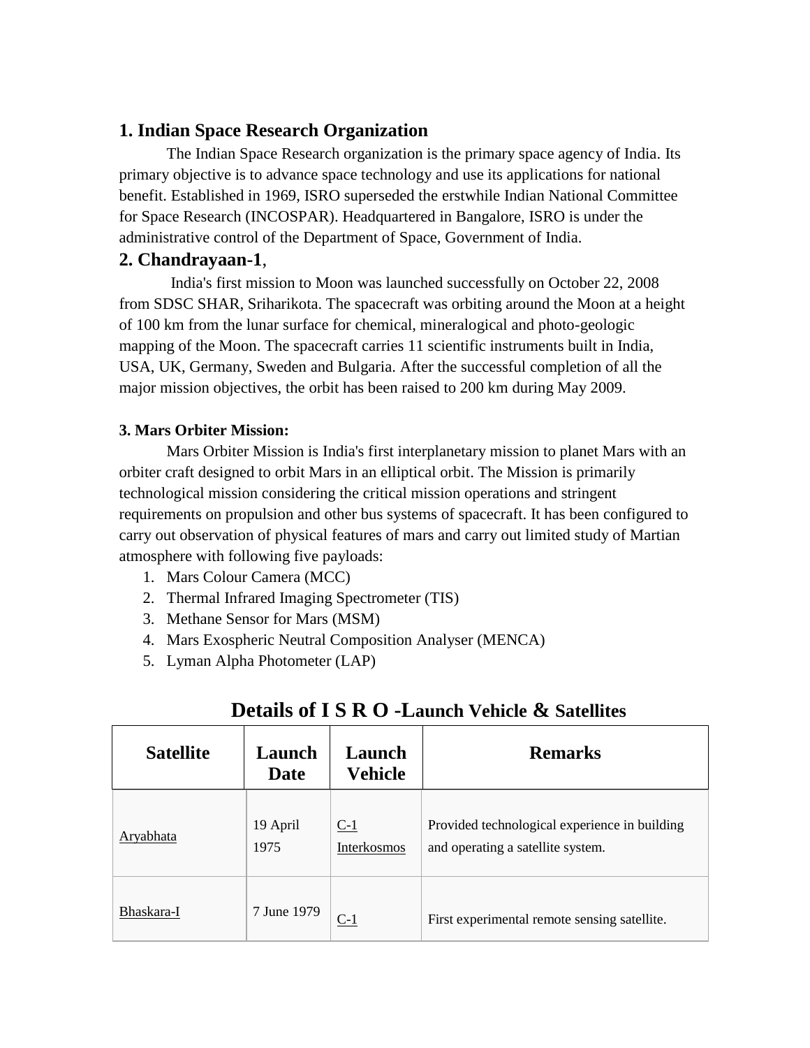## 1. Indian Space Research Organization

The Indian Space Research organization is the primary space agency of India. Its primary objective is to advance space technology and use its applications for national benefit. Established in 1969, ISRO superseded the erstwhile Indian National Committee for Space Research (INCOSPAR). Headquartered in Bangalore, ISRO is under the administrative control of the Department of Space, Government of India.

## 2. Chandrayaan-1,

India's first mission to Moon was launched successfully on October 22, 2008 from SDSC SHAR, Sriharikota. The spacecraft was orbiting around the Moon at a height of 100 km from the lunar surface for chemical, mineralogical and photo-geologic mapping of the Moon. The spacecraft carries 11 scientific instruments built in India, USA, UK, Germany, Sweden and Bulgaria. After the successful completion of all the major mission objectives, the orbit has been raised to 200 km during May 2009.

### 3. Mars Orbiter Mission:

Mars Orbiter Mission is India's first interplanetary mission to planet Mars with an orbiter craft designed to orbit Mars in an elliptical orbit. The Mission is primarily technological mission considering the critical mission operations and stringent requirements on propulsion and other bus systems of spacecraft. It has been configured to carry out observation of physical features of mars and carry out limited study of Martian atmosphere with following five payloads:

1. Mars Colour Camera (MCC)
2. Thermal Infrared Imaging Spectrometer (TIS)
3. Methane Sensor for Mars (MSM)
4. Mars Exospheric Neutral Composition Analyser (MENCA)
5. Lyman Alpha Photometer (LAP)

## Details of I S R O -Launch Vehicle & Satellites

| Satellite | Launch Date | Launch Vehicle | Remarks |
|---|---|---|---|
| Aryabhata | 19 April 1975 | C-1 Interkosmos | Provided technological experience in building and operating a satellite system. |
| Bhaskara-I | 7 June 1979 | C-1 | First experimental remote sensing satellite. |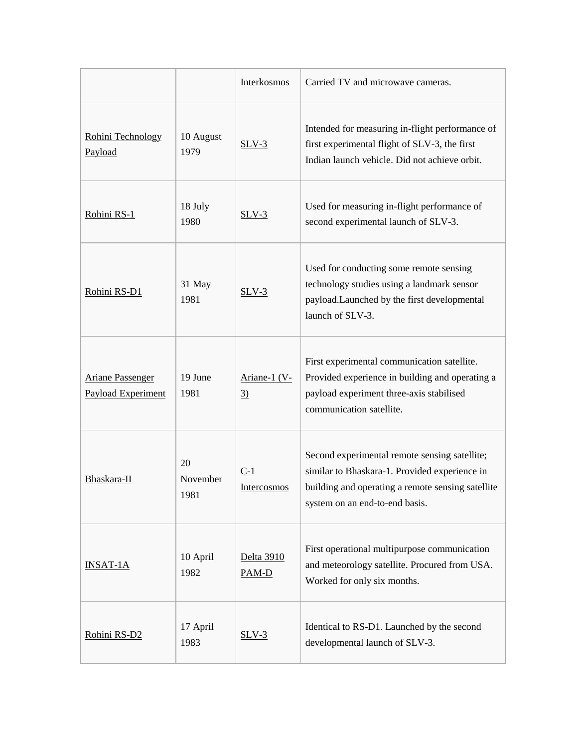| | | | |
|---|---|---|---|
| | | Interkosmos | Carried TV and microwave cameras. |
| Rohini Technology Payload | 10 August 1979 | SLV-3 | Intended for measuring in-flight performance of first experimental flight of SLV-3, the first Indian launch vehicle. Did not achieve orbit. |
| Rohini RS-1 | 18 July 1980 | SLV-3 | Used for measuring in-flight performance of second experimental launch of SLV-3. |
| Rohini RS-D1 | 31 May 1981 | SLV-3 | Used for conducting some remote sensing technology studies using a landmark sensor payload.Launched by the first developmental launch of SLV-3. |
| Ariane Passenger Payload Experiment | 19 June 1981 | Ariane-1 (V-3) | First experimental communication satellite. Provided experience in building and operating a payload experiment three-axis stabilised communication satellite. |
| Bhaskara-II | 20 November 1981 | C-1 Intercosmos | Second experimental remote sensing satellite; similar to Bhaskara-1. Provided experience in building and operating a remote sensing satellite system on an end-to-end basis. |
| INSAT-1A | 10 April 1982 | Delta 3910 PAM-D | First operational multipurpose communication and meteorology satellite. Procured from USA. Worked for only six months. |
| Rohini RS-D2 | 17 April 1983 | SLV-3 | Identical to RS-D1. Launched by the second developmental launch of SLV-3. |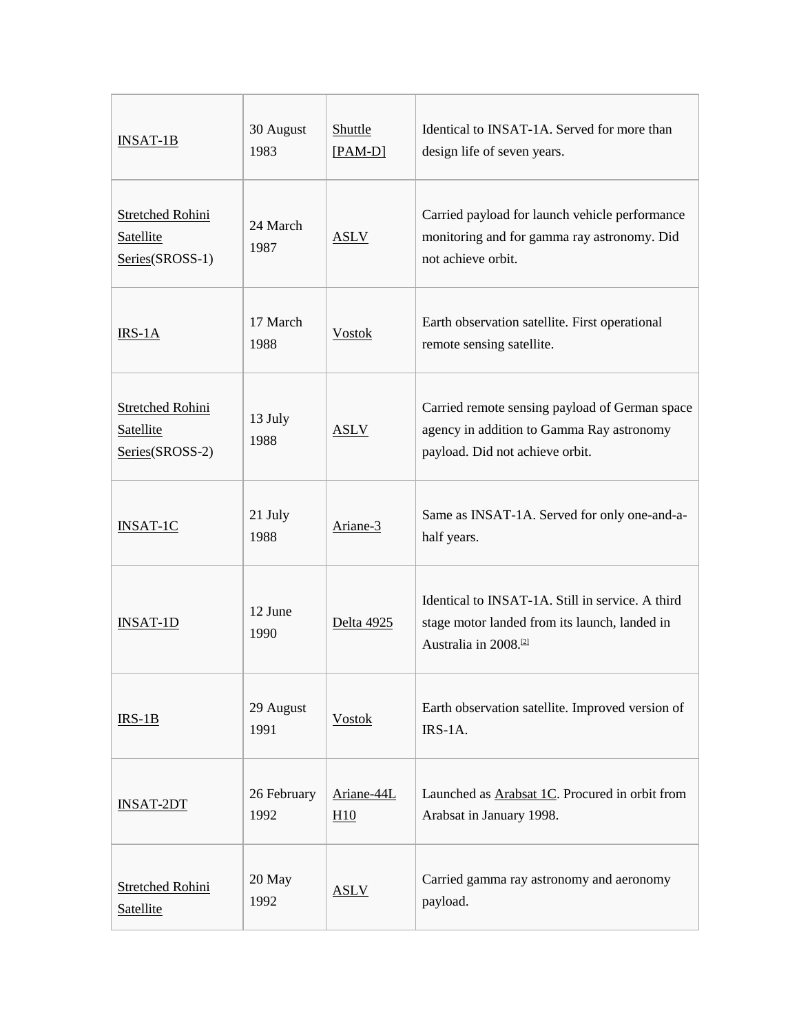| INSAT-1B | 30 August 1983 | Shuttle [PAM-D] | Identical to INSAT-1A. Served for more than design life of seven years. |
|---|---|---|---|
| Stretched Rohini Satellite Series(SROSS-1) | 24 March 1987 | ASLV | Carried payload for launch vehicle performance monitoring and for gamma ray astronomy. Did not achieve orbit. |
| IRS-1A | 17 March 1988 | Vostok | Earth observation satellite. First operational remote sensing satellite. |
| Stretched Rohini Satellite Series(SROSS-2) | 13 July 1988 | ASLV | Carried remote sensing payload of German space agency in addition to Gamma Ray astronomy payload. Did not achieve orbit. |
| INSAT-1C | 21 July 1988 | Ariane-3 | Same as INSAT-1A. Served for only one-and-a-half years. |
| INSAT-1D | 12 June 1990 | Delta 4925 | Identical to INSAT-1A. Still in service. A third stage motor landed from its launch, landed in Australia in 2008.[2] |
| IRS-1B | 29 August 1991 | Vostok | Earth observation satellite. Improved version of IRS-1A. |
| INSAT-2DT | 26 February 1992 | Ariane-44L H10 | Launched as Arabsat 1C. Procured in orbit from Arabsat in January 1998. |
| Stretched Rohini Satellite | 20 May 1992 | ASLV | Carried gamma ray astronomy and aeronomy payload. |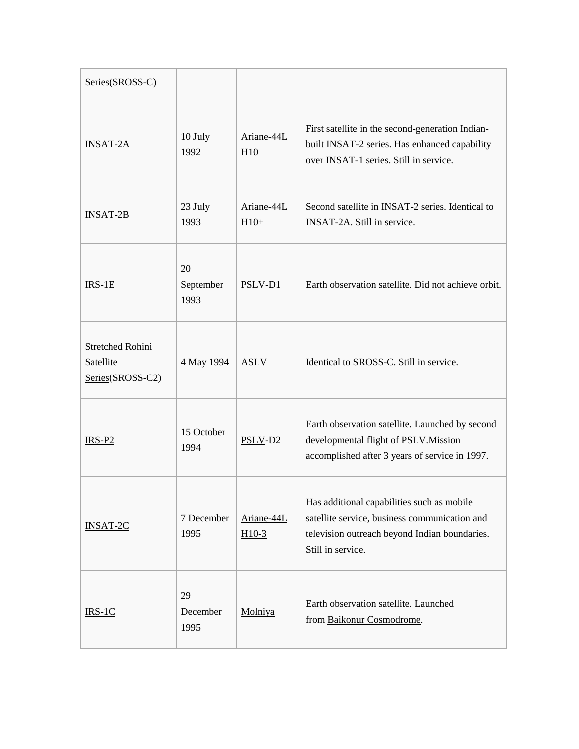| | | | |
|---|---|---|---|
| Series(SROSS-C) | | | |
| INSAT-2A | 10 July 1992 | Ariane-44L H10 | First satellite in the second-generation Indian-built INSAT-2 series. Has enhanced capability over INSAT-1 series. Still in service. |
| INSAT-2B | 23 July 1993 | Ariane-44L H10+ | Second satellite in INSAT-2 series. Identical to INSAT-2A. Still in service. |
| IRS-1E | 20 September 1993 | PSLV-D1 | Earth observation satellite. Did not achieve orbit. |
| Stretched Rohini Satellite Series(SROSS-C2) | 4 May 1994 | ASLV | Identical to SROSS-C. Still in service. |
| IRS-P2 | 15 October 1994 | PSLV-D2 | Earth observation satellite. Launched by second developmental flight of PSLV.Mission accomplished after 3 years of service in 1997. |
| INSAT-2C | 7 December 1995 | Ariane-44L H10-3 | Has additional capabilities such as mobile satellite service, business communication and television outreach beyond Indian boundaries. Still in service. |
| IRS-1C | 29 December 1995 | Molniya | Earth observation satellite. Launched from Baikonur Cosmodrome. |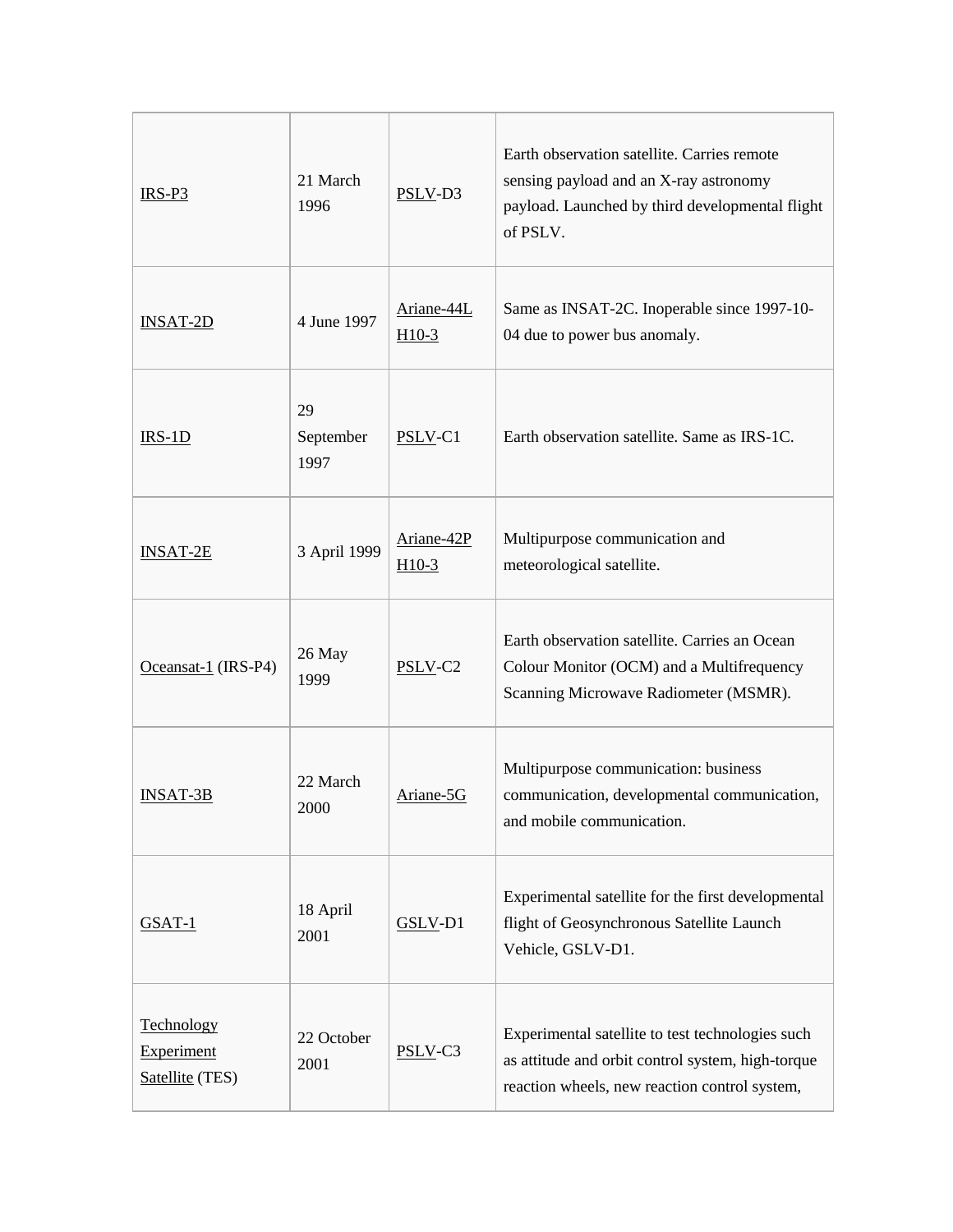| | | | |
|---|---|---|---|
| IRS-P3 | 21 March 1996 | PSLV-D3 | Earth observation satellite. Carries remote sensing payload and an X-ray astronomy payload. Launched by third developmental flight of PSLV. |
| INSAT-2D | 4 June 1997 | Ariane-44L H10-3 | Same as INSAT-2C. Inoperable since 1997-10-04 due to power bus anomaly. |
| IRS-1D | 29 September 1997 | PSLV-C1 | Earth observation satellite. Same as IRS-1C. |
| INSAT-2E | 3 April 1999 | Ariane-42P H10-3 | Multipurpose communication and meteorological satellite. |
| Oceansat-1 (IRS-P4) | 26 May 1999 | PSLV-C2 | Earth observation satellite. Carries an Ocean Colour Monitor (OCM) and a Multifrequency Scanning Microwave Radiometer (MSMR). |
| INSAT-3B | 22 March 2000 | Ariane-5G | Multipurpose communication: business communication, developmental communication, and mobile communication. |
| GSAT-1 | 18 April 2001 | GSLV-D1 | Experimental satellite for the first developmental flight of Geosynchronous Satellite Launch Vehicle, GSLV-D1. |
| Technology Experiment Satellite (TES) | 22 October 2001 | PSLV-C3 | Experimental satellite to test technologies such as attitude and orbit control system, high-torque reaction wheels, new reaction control system, |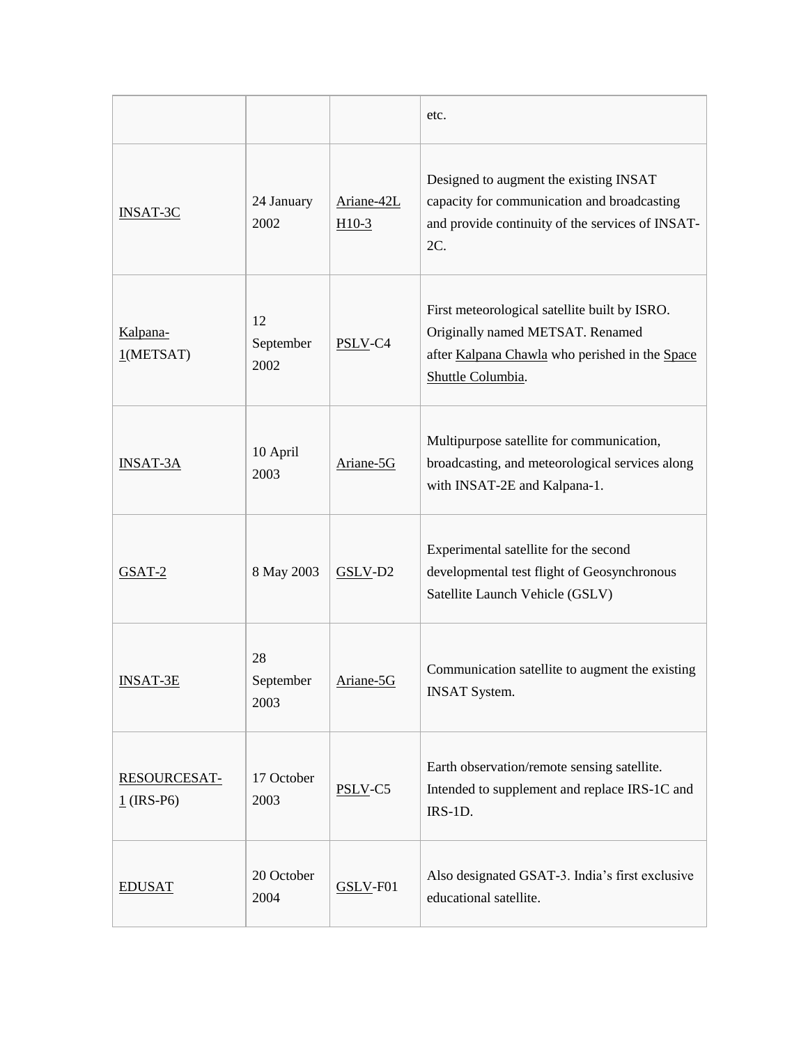| | | | etc. |
|---|---|---|---|
| INSAT-3C | 24 January 2002 | Ariane-42L H10-3 | Designed to augment the existing INSAT capacity for communication and broadcasting and provide continuity of the services of INSAT-2C. |
| Kalpana-1(METSAT) | 12 September 2002 | PSLV-C4 | First meteorological satellite built by ISRO. Originally named METSAT. Renamed after Kalpana Chawla who perished in the Space Shuttle Columbia. |
| INSAT-3A | 10 April 2003 | Ariane-5G | Multipurpose satellite for communication, broadcasting, and meteorological services along with INSAT-2E and Kalpana-1. |
| GSAT-2 | 8 May 2003 | GSLV-D2 | Experimental satellite for the second developmental test flight of Geosynchronous Satellite Launch Vehicle (GSLV) |
| INSAT-3E | 28 September 2003 | Ariane-5G | Communication satellite to augment the existing INSAT System. |
| RESOURCESAT-1 (IRS-P6) | 17 October 2003 | PSLV-C5 | Earth observation/remote sensing satellite. Intended to supplement and replace IRS-1C and IRS-1D. |
| EDUSAT | 20 October 2004 | GSLV-F01 | Also designated GSAT-3. India's first exclusive educational satellite. |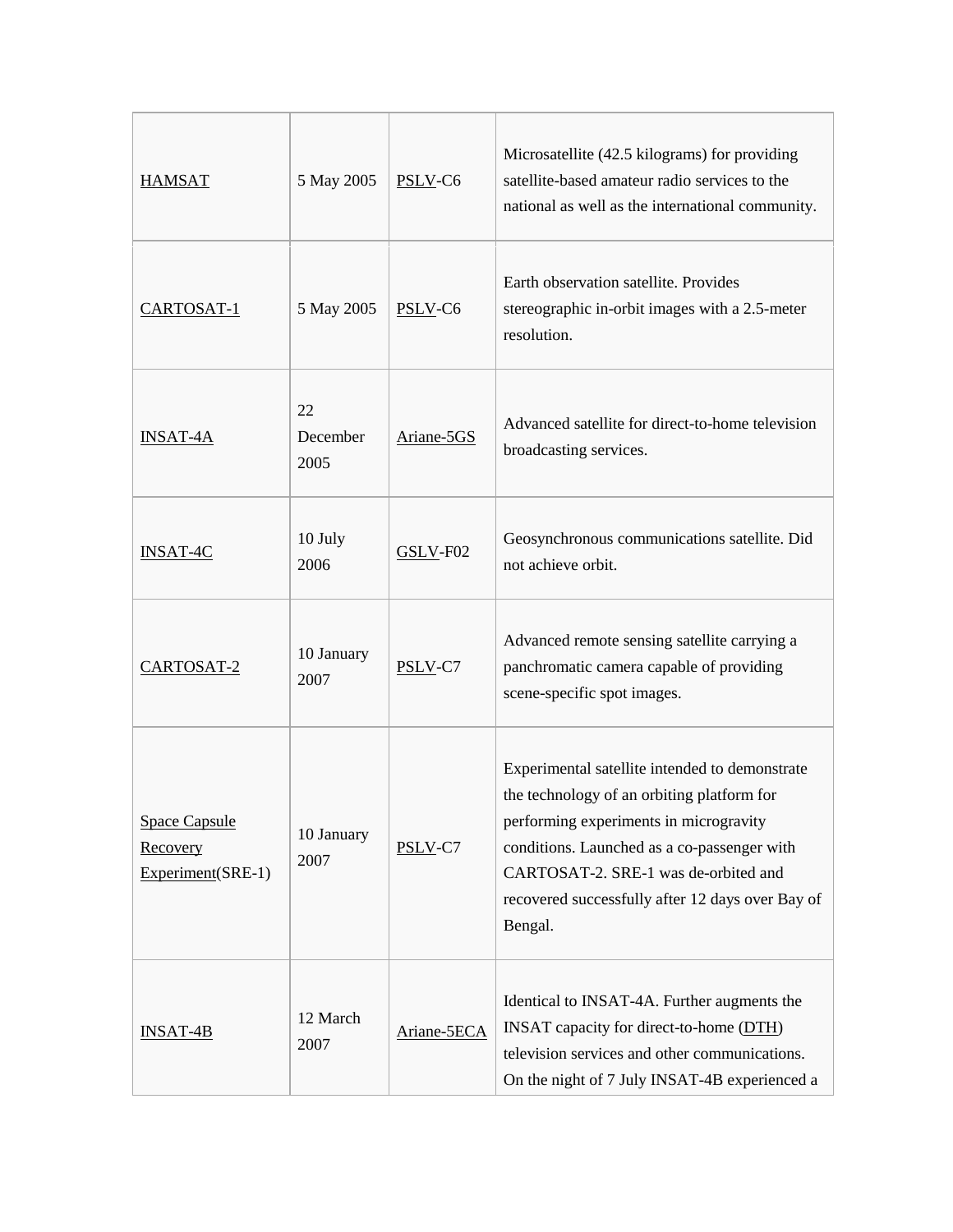| | | | |
|---|---|---|---|
| HAMSAT | 5 May 2005 | PSLV-C6 | Microsatellite (42.5 kilograms) for providing satellite-based amateur radio services to the national as well as the international community. |
| CARTOSAT-1 | 5 May 2005 | PSLV-C6 | Earth observation satellite. Provides stereographic in-orbit images with a 2.5-meter resolution. |
| INSAT-4A | 22 December 2005 | Ariane-5GS | Advanced satellite for direct-to-home television broadcasting services. |
| INSAT-4C | 10 July 2006 | GSLV-F02 | Geosynchronous communications satellite. Did not achieve orbit. |
| CARTOSAT-2 | 10 January 2007 | PSLV-C7 | Advanced remote sensing satellite carrying a panchromatic camera capable of providing scene-specific spot images. |
| Space Capsule Recovery Experiment(SRE-1) | 10 January 2007 | PSLV-C7 | Experimental satellite intended to demonstrate the technology of an orbiting platform for performing experiments in microgravity conditions. Launched as a co-passenger with CARTOSAT-2. SRE-1 was de-orbited and recovered successfully after 12 days over Bay of Bengal. |
| INSAT-4B | 12 March 2007 | Ariane-5ECA | Identical to INSAT-4A. Further augments the INSAT capacity for direct-to-home (DTH) television services and other communications. On the night of 7 July INSAT-4B experienced a |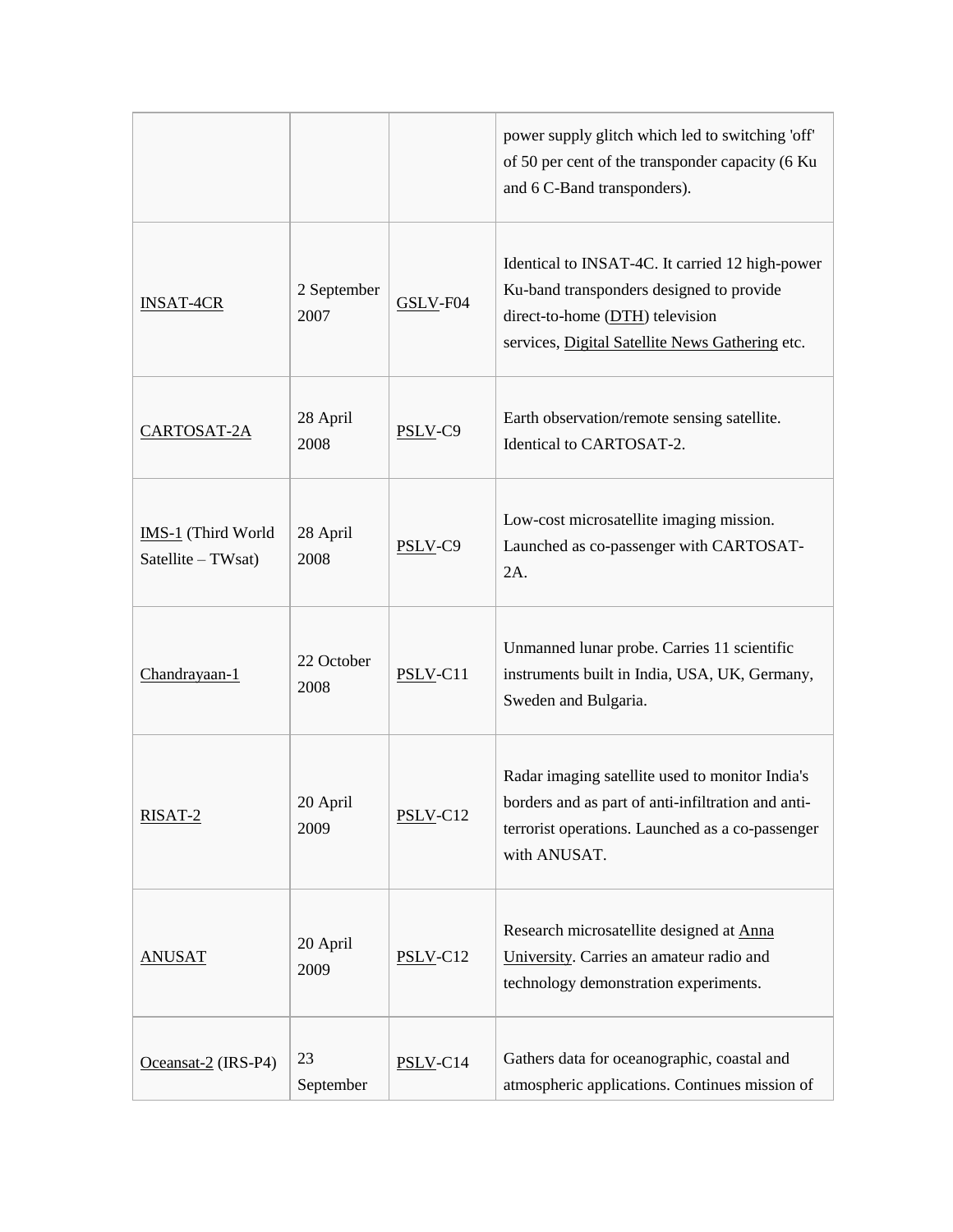| | | | |
|---|---|---|---|
| | | | power supply glitch which led to switching 'off' of 50 per cent of the transponder capacity (6 Ku and 6 C-Band transponders). |
| INSAT-4CR | 2 September 2007 | GSLV-F04 | Identical to INSAT-4C. It carried 12 high-power Ku-band transponders designed to provide direct-to-home (DTH) television services, Digital Satellite News Gathering etc. |
| CARTOSAT-2A | 28 April 2008 | PSLV-C9 | Earth observation/remote sensing satellite. Identical to CARTOSAT-2. |
| IMS-1 (Third World Satellite – TWsat) | 28 April 2008 | PSLV-C9 | Low-cost microsatellite imaging mission. Launched as co-passenger with CARTOSAT-2A. |
| Chandrayaan-1 | 22 October 2008 | PSLV-C11 | Unmanned lunar probe. Carries 11 scientific instruments built in India, USA, UK, Germany, Sweden and Bulgaria. |
| RISAT-2 | 20 April 2009 | PSLV-C12 | Radar imaging satellite used to monitor India's borders and as part of anti-infiltration and anti-terrorist operations. Launched as a co-passenger with ANUSAT. |
| ANUSAT | 20 April 2009 | PSLV-C12 | Research microsatellite designed at Anna University. Carries an amateur radio and technology demonstration experiments. |
| Oceansat-2 (IRS-P4) | 23 September | PSLV-C14 | Gathers data for oceanographic, coastal and atmospheric applications. Continues mission of |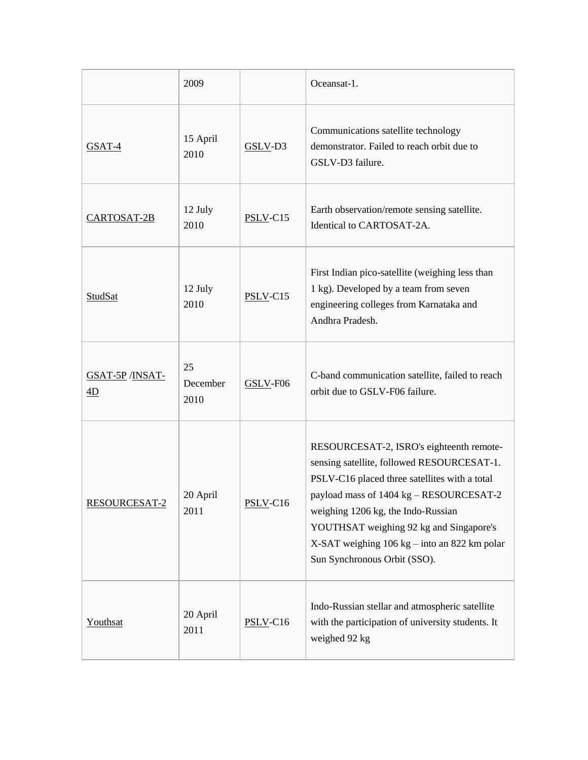| | | | |
|---|---|---|---|
| | 2009 | | Oceansat-1. |
| GSAT-4 | 15 April 2010 | GSLV-D3 | Communications satellite technology demonstrator. Failed to reach orbit due to GSLV-D3 failure. |
| CARTOSAT-2B | 12 July 2010 | PSLV-C15 | Earth observation/remote sensing satellite. Identical to CARTOSAT-2A. |
| StudSat | 12 July 2010 | PSLV-C15 | First Indian pico-satellite (weighing less than 1 kg). Developed by a team from seven engineering colleges from Karnataka and Andhra Pradesh. |
| GSAT-5P /INSAT-4D | 25 December 2010 | GSLV-F06 | C-band communication satellite, failed to reach orbit due to GSLV-F06 failure. |
| RESOURCESAT-2 | 20 April 2011 | PSLV-C16 | RESOURCESAT-2, ISRO's eighteenth remote-sensing satellite, followed RESOURCESAT-1. PSLV-C16 placed three satellites with a total payload mass of 1404 kg – RESOURCESAT-2 weighing 1206 kg, the Indo-Russian YOUTHSAT weighing 92 kg and Singapore's X-SAT weighing 106 kg – into an 822 km polar Sun Synchronous Orbit (SSO). |
| Youthsat | 20 April 2011 | PSLV-C16 | Indo-Russian stellar and atmospheric satellite with the participation of university students. It weighed 92 kg |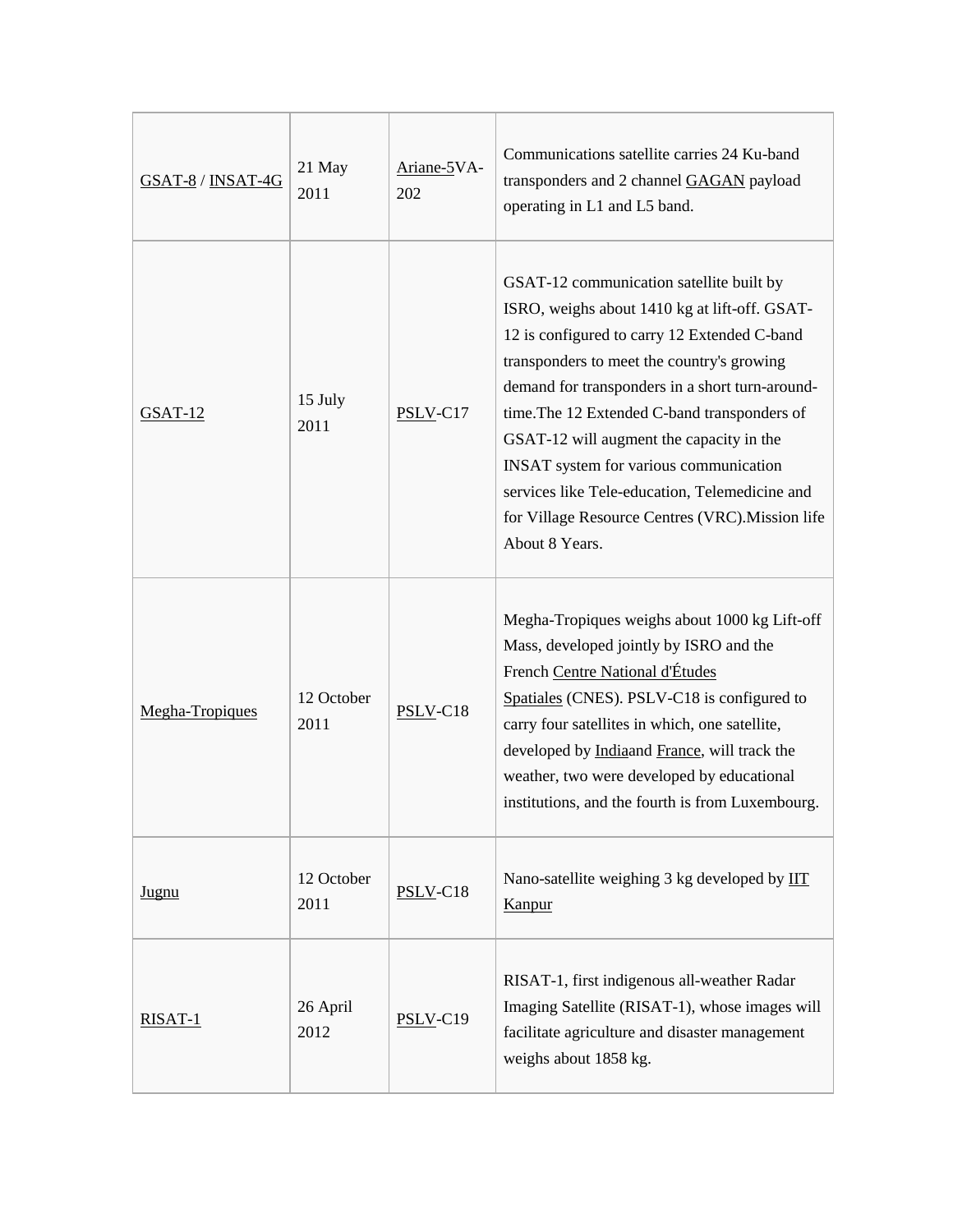| | | | |
|---|---|---|---|
| GSAT-8 / INSAT-4G | 21 May 2011 | Ariane-5VA-202 | Communications satellite carries 24 Ku-band transponders and 2 channel GAGAN payload operating in L1 and L5 band. |
| GSAT-12 | 15 July 2011 | PSLV-C17 | GSAT-12 communication satellite built by ISRO, weighs about 1410 kg at lift-off. GSAT-12 is configured to carry 12 Extended C-band transponders to meet the country's growing demand for transponders in a short turn-around-time.The 12 Extended C-band transponders of GSAT-12 will augment the capacity in the INSAT system for various communication services like Tele-education, Telemedicine and for Village Resource Centres (VRC).Mission life About 8 Years. |
| Megha-Tropiques | 12 October 2011 | PSLV-C18 | Megha-Tropiques weighs about 1000 kg Lift-off Mass, developed jointly by ISRO and the French Centre National d'Études Spatiales (CNES). PSLV-C18 is configured to carry four satellites in which, one satellite, developed by Indiaand France, will track the weather, two were developed by educational institutions, and the fourth is from Luxembourg. |
| Jugnu | 12 October 2011 | PSLV-C18 | Nano-satellite weighing 3 kg developed by IIT Kanpur |
| RISAT-1 | 26 April 2012 | PSLV-C19 | RISAT-1, first indigenous all-weather Radar Imaging Satellite (RISAT-1), whose images will facilitate agriculture and disaster management weighs about 1858 kg. |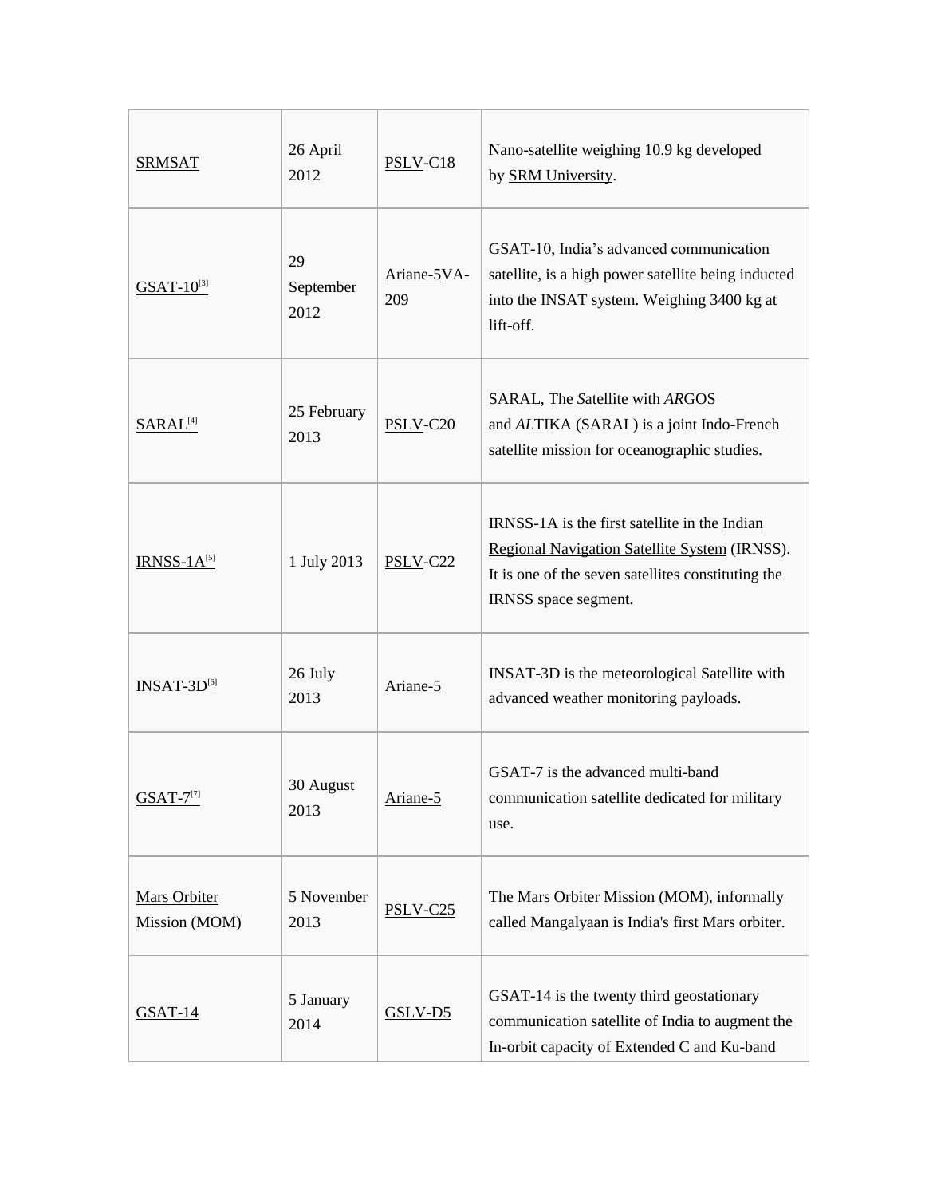| | | | |
|---|---|---|---|
| SRMSAT | 26 April 2012 | PSLV-C18 | Nano-satellite weighing 10.9 kg developed by SRM University. |
| GSAT-10[3] | 29 September 2012 | Ariane-5VA-209 | GSAT-10, India's advanced communication satellite, is a high power satellite being inducted into the INSAT system. Weighing 3400 kg at lift-off. |
| SARAL[4] | 25 February 2013 | PSLV-C20 | SARAL, The *S*atellite with *AR*GOS and *AL*TIKA (SARAL) is a joint Indo-French satellite mission for oceanographic studies. |
| IRNSS-1A[5] | 1 July 2013 | PSLV-C22 | IRNSS-1A is the first satellite in the Indian Regional Navigation Satellite System (IRNSS). It is one of the seven satellites constituting the IRNSS space segment. |
| INSAT-3D[6] | 26 July 2013 | Ariane-5 | INSAT-3D is the meteorological Satellite with advanced weather monitoring payloads. |
| GSAT-7[7] | 30 August 2013 | Ariane-5 | GSAT-7 is the advanced multi-band communication satellite dedicated for military use. |
| Mars Orbiter Mission (MOM) | 5 November 2013 | PSLV-C25 | The Mars Orbiter Mission (MOM), informally called Mangalyaan is India's first Mars orbiter. |
| GSAT-14 | 5 January 2014 | GSLV-D5 | GSAT-14 is the twenty third geostationary communication satellite of India to augment the In-orbit capacity of Extended C and Ku-band |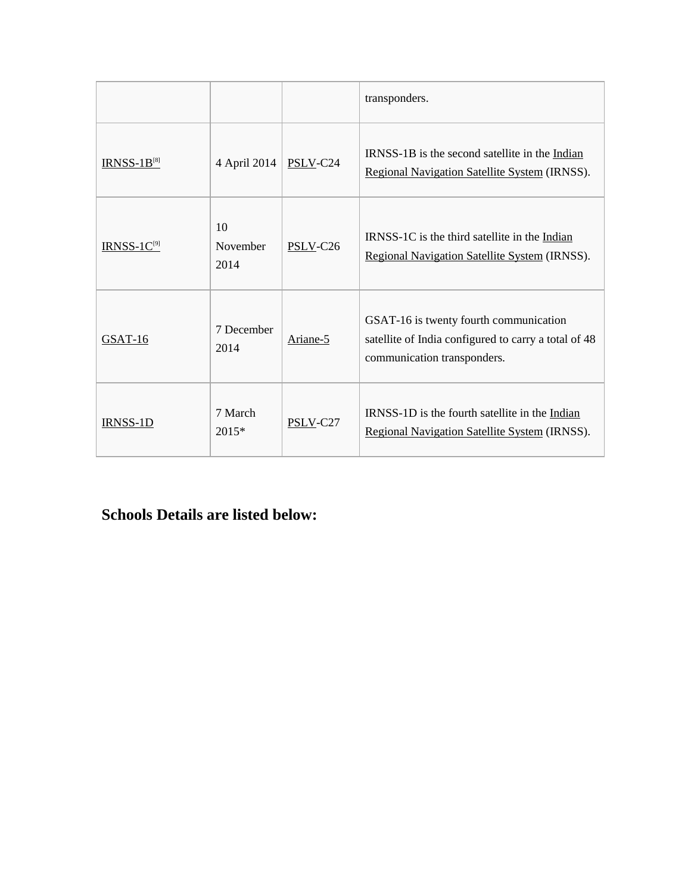| | | | transponders. |
|---|---|---|---|
| IRNSS-1B[8] | 4 April 2014 | PSLV-C24 | IRNSS-1B is the second satellite in the Indian Regional Navigation Satellite System (IRNSS). |
| IRNSS-1C[9] | 10 November 2014 | PSLV-C26 | IRNSS-1C is the third satellite in the Indian Regional Navigation Satellite System (IRNSS). |
| GSAT-16 | 7 December 2014 | Ariane-5 | GSAT-16 is twenty fourth communication satellite of India configured to carry a total of 48 communication transponders. |
| IRNSS-1D | 7 March 2015* | PSLV-C27 | IRNSS-1D is the fourth satellite in the Indian Regional Navigation Satellite System (IRNSS). |

## Schools Details are listed below: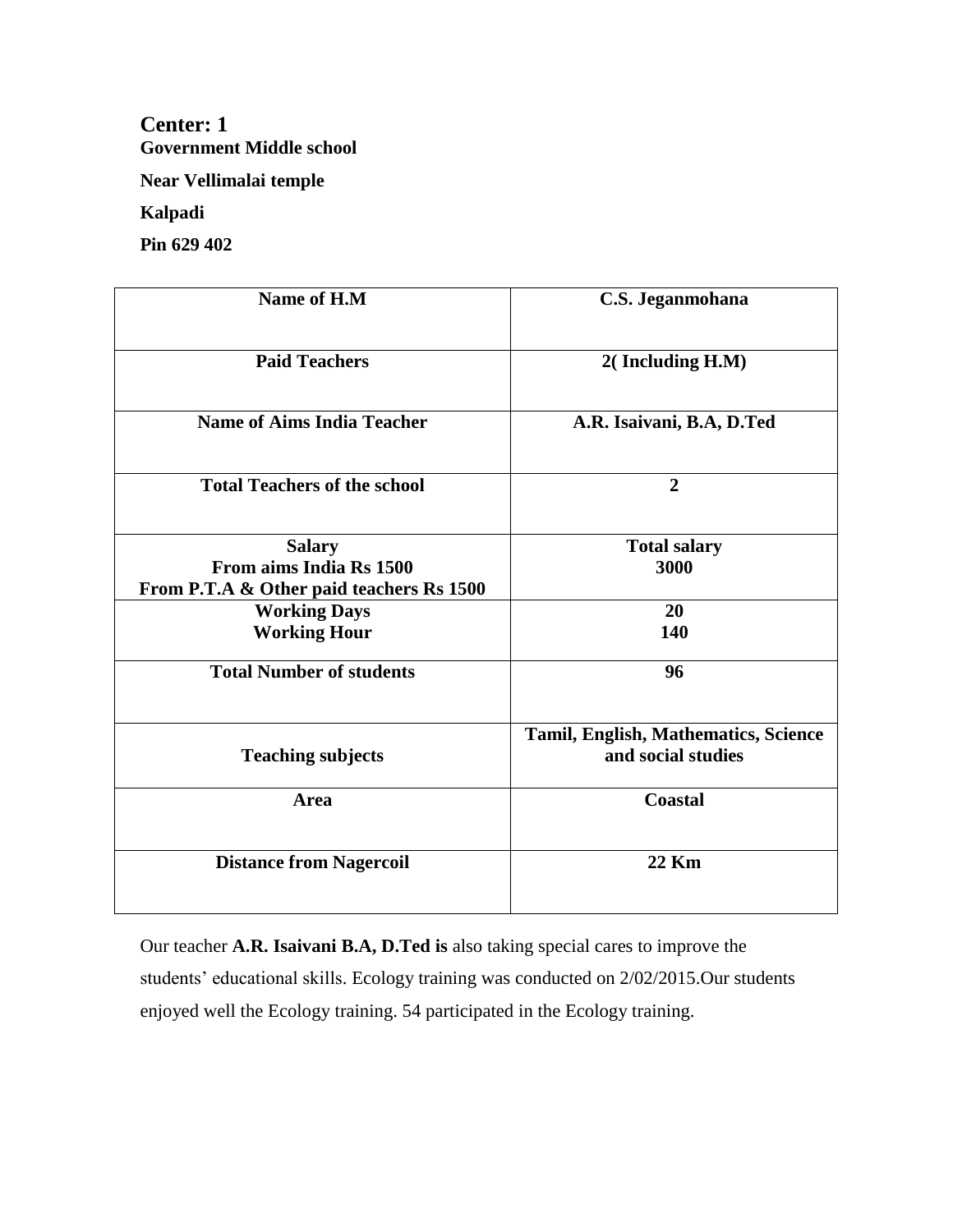## Center: 1

**Government Middle school**

**Near Vellimalai temple**

**Kalpadi**

**Pin 629 402**

| Name of H.M | C.S. Jeganmohana |
|---|---|
| Paid Teachers | 2( Including H.M) |
| Name of Aims India Teacher | A.R. Isaivani, B.A, D.Ted |
| Total Teachers of the school | 2 |
| Salary<br>From aims India Rs 1500<br>From P.T.A & Other paid teachers Rs 1500 | Total salary<br>3000 |
| Working Days<br>Working Hour | 20<br>140 |
| Total Number of students | 96 |
| Teaching subjects | Tamil, English, Mathematics, Science and social studies |
| Area | Coastal |
| Distance from Nagercoil | 22 Km |

Our teacher **A.R. Isaivani B.A, D.Ted is** also taking special cares to improve the students' educational skills. Ecology training was conducted on 2/02/2015.Our students enjoyed well the Ecology training. 54 participated in the Ecology training.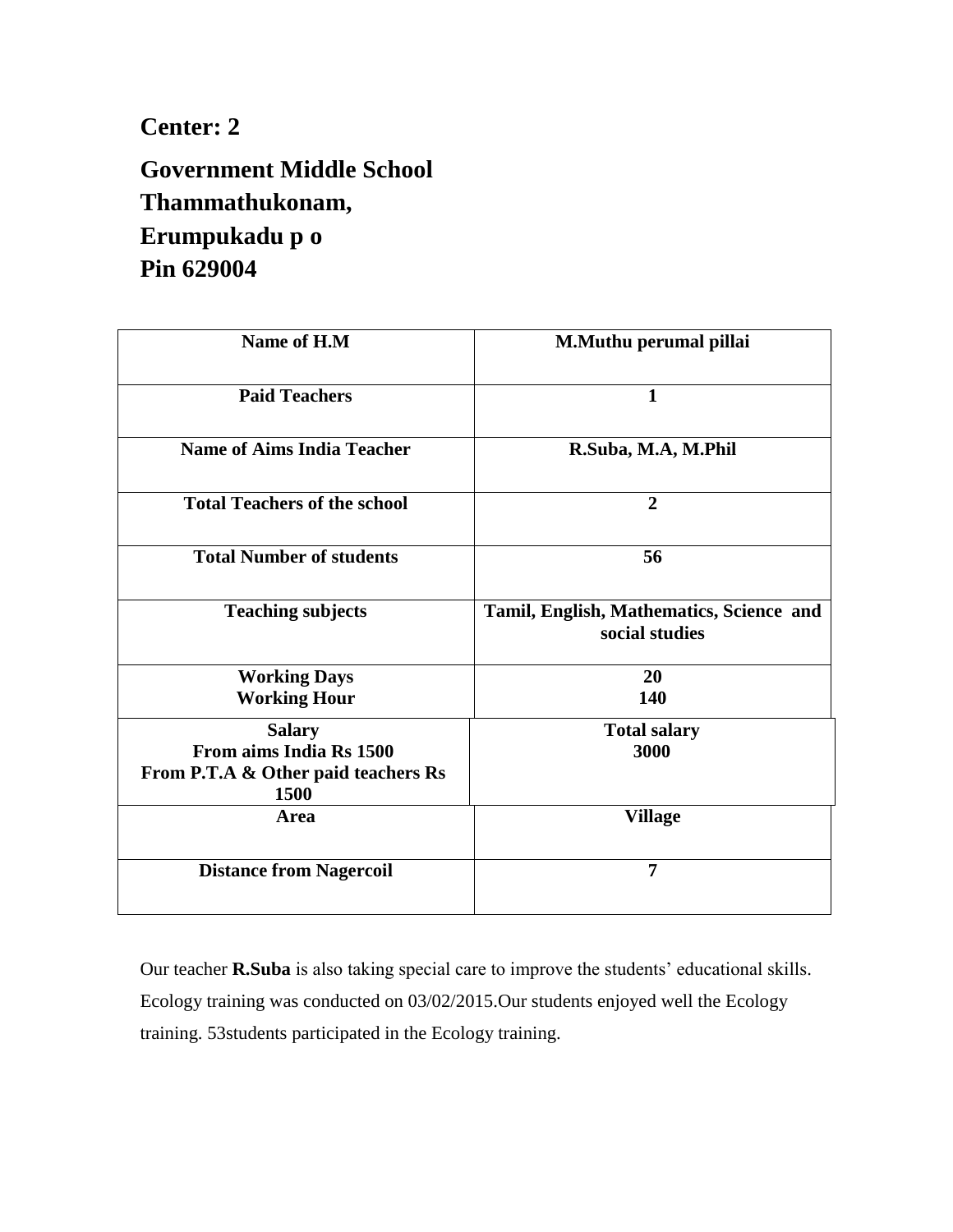## Center: 2

## Government Middle School Thammathukonam, Erumpukadu p o Pin 629004

| Name of H.M | M.Muthu perumal pillai |
|---|---|
| Paid Teachers | 1 |
| Name of Aims India Teacher | R.Suba, M.A, M.Phil |
| Total Teachers of the school | 2 |
| Total Number of students | 56 |
| Teaching subjects | Tamil, English, Mathematics, Science and social studies |
| Working Days<br>Working Hour | 20<br>140 |
| Salary<br>From aims India Rs 1500<br>From P.T.A & Other paid teachers Rs 1500 | Total salary<br>3000 |
| Area | Village |
| Distance from Nagercoil | 7 |

Our teacher **R.Suba** is also taking special care to improve the students' educational skills. Ecology training was conducted on 03/02/2015.Our students enjoyed well the Ecology training. 53students participated in the Ecology training.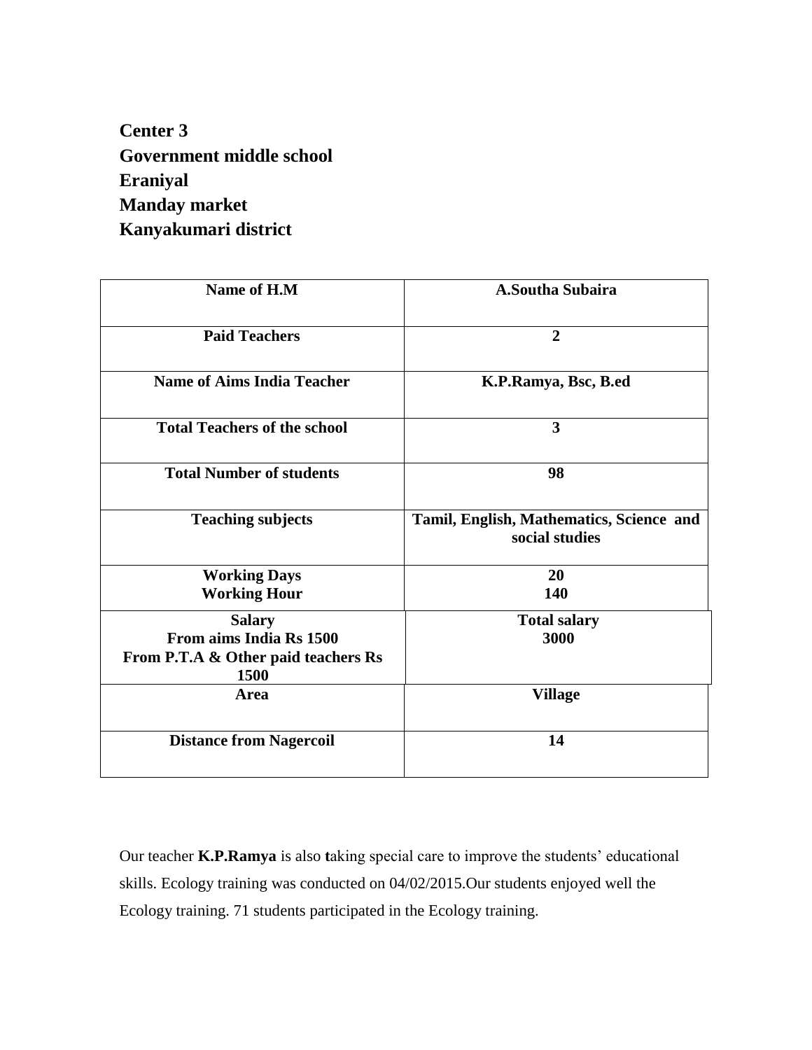**Center 3**
**Government middle school**
**Eraniyal**
**Manday market**
**Kanyakumari district**

| Name of H.M | A.Southa Subaira |
|---|---|
| Paid Teachers | 2 |
| Name of Aims India Teacher | K.P.Ramya, Bsc, B.ed |
| Total Teachers of the school | 3 |
| Total Number of students | 98 |
| Teaching subjects | Tamil, English, Mathematics, Science and social studies |
| Working Days<br>Working Hour | 20<br>140 |
| Salary<br>From aims India Rs 1500<br>From P.T.A & Other paid teachers Rs 1500 | Total salary<br>3000 |
| Area | Village |
| Distance from Nagercoil | 14 |

Our teacher **K.P.Ramya** is also **t**aking special care to improve the students' educational skills. Ecology training was conducted on 04/02/2015.Our students enjoyed well the Ecology training. 71 students participated in the Ecology training.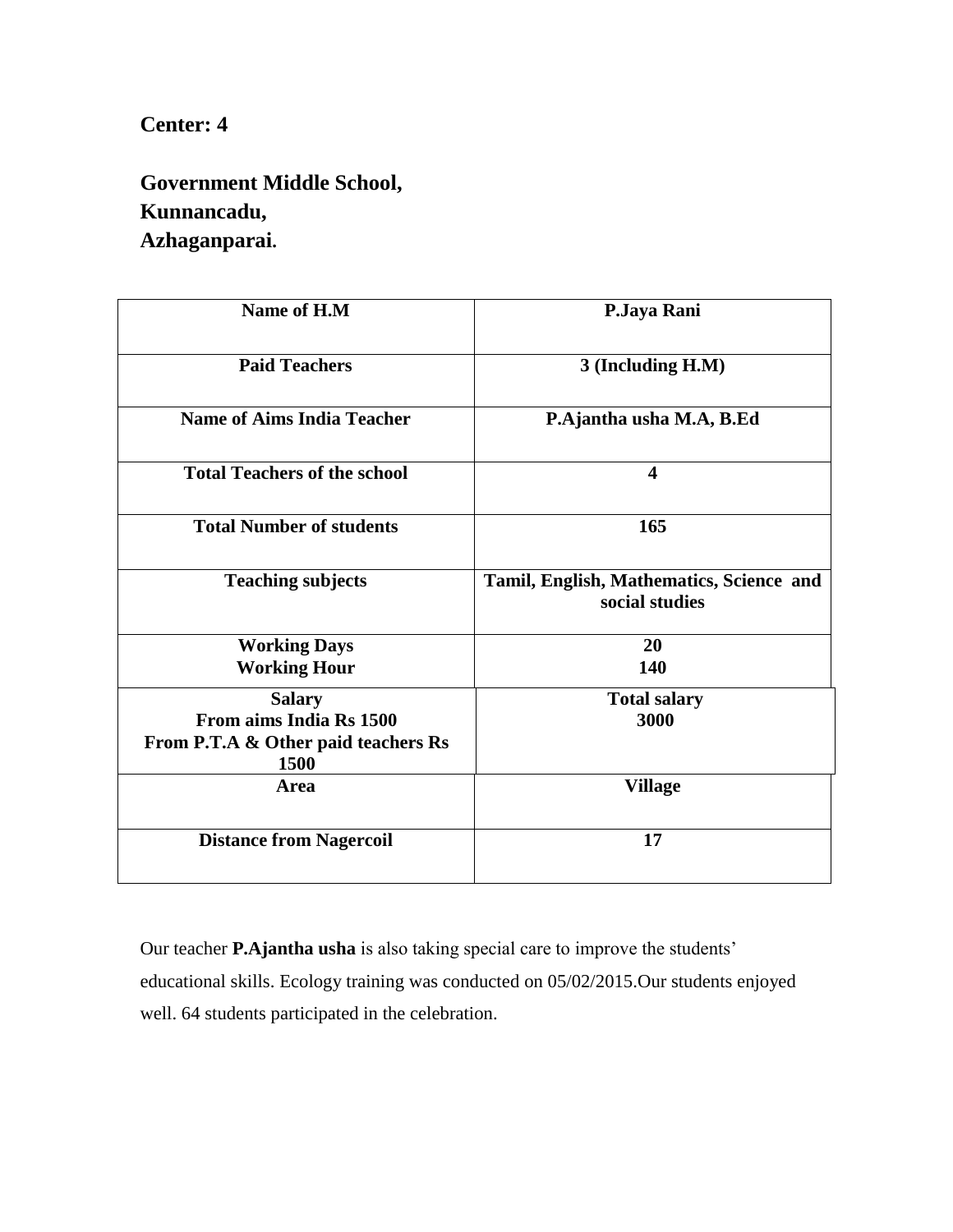**Center: 4**

**Government Middle School,**
**Kunnancadu,**
**Azhaganparai.**

| Name of H.M | P.Jaya Rani |
|---|---|
| Paid Teachers | 3 (Including H.M) |
| Name of Aims India Teacher | P.Ajantha usha M.A, B.Ed |
| Total Teachers of the school | 4 |
| Total Number of students | 165 |
| Teaching subjects | Tamil, English, Mathematics, Science and social studies |
| Working Days<br>Working Hour | 20<br>140 |
| Salary<br>From aims India Rs 1500<br>From P.T.A & Other paid teachers Rs 1500 | Total salary<br>3000 |
| Area | Village |
| Distance from Nagercoil | 17 |

Our teacher **P.Ajantha usha** is also taking special care to improve the students' educational skills. Ecology training was conducted on 05/02/2015.Our students enjoyed well. 64 students participated in the celebration.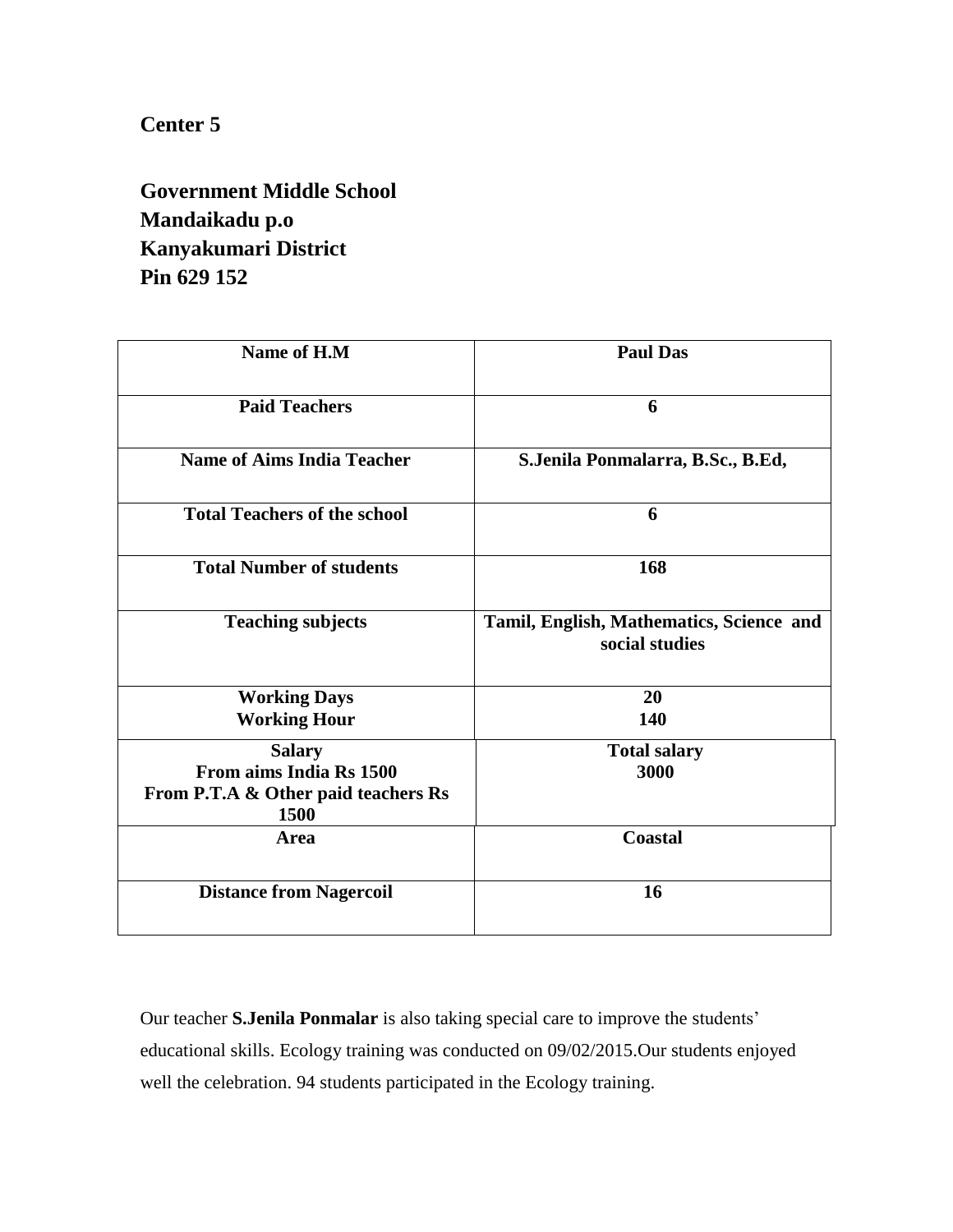**Center 5**

**Government Middle School**
**Mandaikadu p.o**
**Kanyakumari District**
**Pin 629 152**

| Name of H.M | Paul Das |
|---|---|
| **Paid Teachers** | **6** |
| **Name of Aims India Teacher** | **S.Jenila Ponmalarra, B.Sc., B.Ed,** |
| **Total Teachers of the school** | **6** |
| **Total Number of students** | **168** |
| **Teaching subjects** | **Tamil, English, Mathematics, Science and social studies** |
| **Working Days**<br>**Working Hour** | **20**<br>**140** |
| **Salary**<br>**From aims India Rs 1500**<br>**From P.T.A & Other paid teachers Rs 1500** | **Total salary**<br>**3000** |
| **Area** | **Coastal** |
| **Distance from Nagercoil** | **16** |

Our teacher **S.Jenila Ponmalar** is also taking special care to improve the students' educational skills. Ecology training was conducted on 09/02/2015.Our students enjoyed well the celebration. 94 students participated in the Ecology training.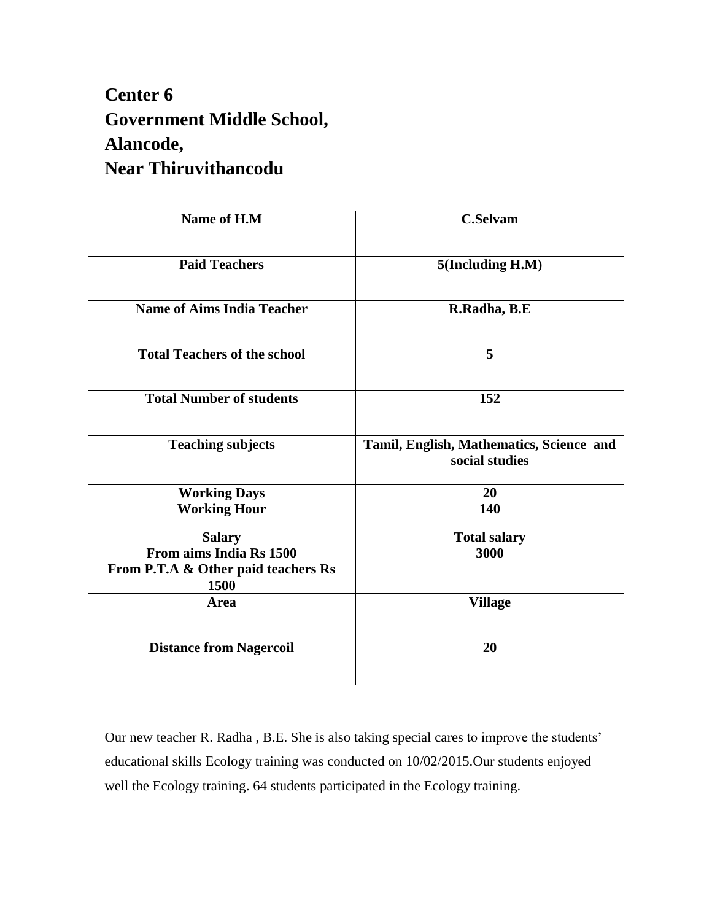# Center 6
# Government Middle School,
# Alancode,
# Near Thiruvithancodu

| Name of H.M | C.Selvam |
|---|---|
| **Paid Teachers** | **5(Including H.M)** |
| **Name of Aims India Teacher** | **R.Radha, B.E** |
| **Total Teachers of the school** | **5** |
| **Total Number of students** | **152** |
| **Teaching subjects** | **Tamil, English, Mathematics, Science and social studies** |
| **Working Days**<br>**Working Hour** | **20**<br>**140** |
| **Salary**<br>**From aims India Rs 1500**<br>**From P.T.A & Other paid teachers Rs 1500** | **Total salary**<br>**3000** |
| **Area** | **Village** |
| **Distance from Nagercoil** | **20** |

Our new teacher R. Radha , B.E. She is also taking special cares to improve the students' educational skills Ecology training was conducted on 10/02/2015.Our students enjoyed well the Ecology training. 64 students participated in the Ecology training.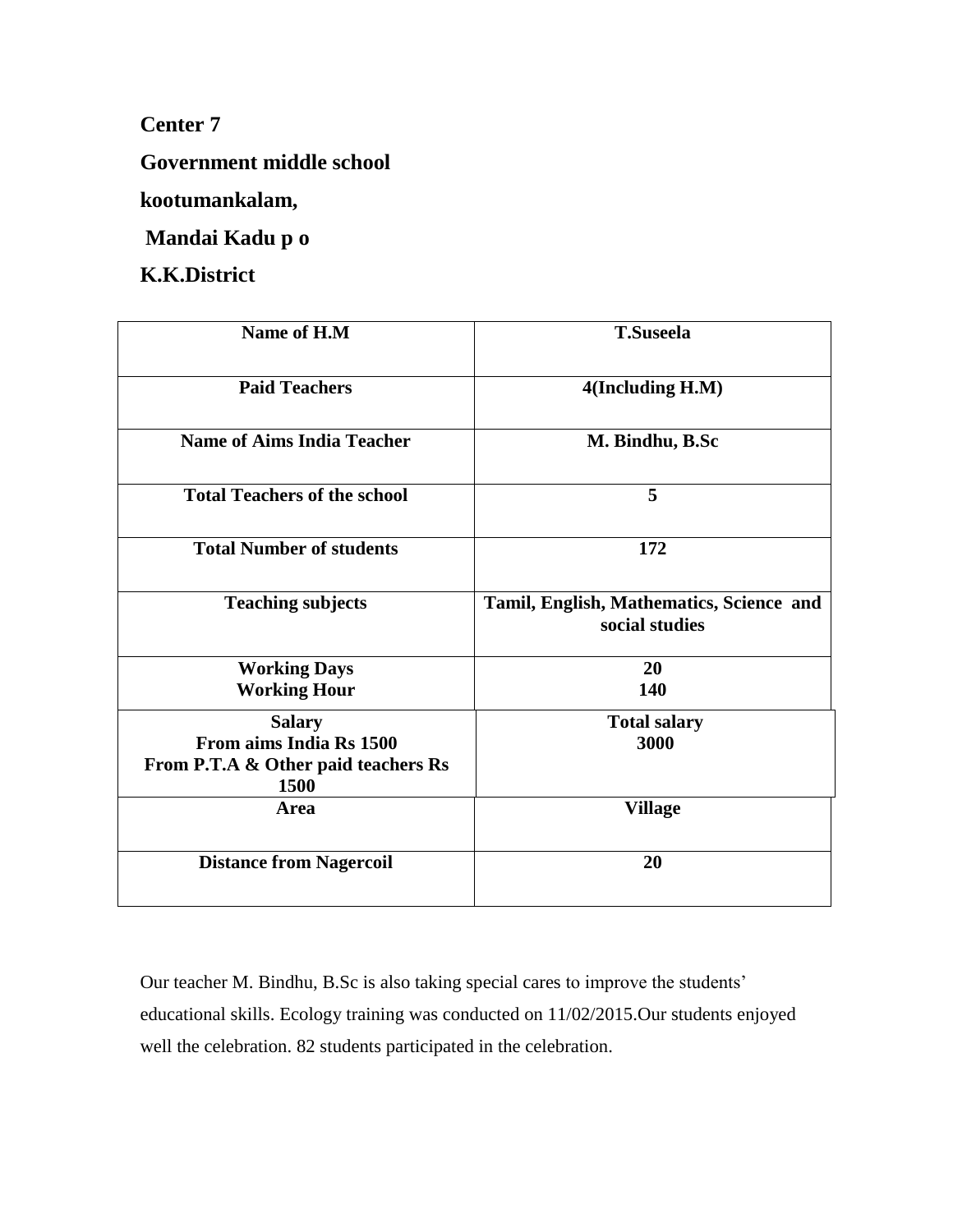**Center 7**

**Government middle school**

**kootumankalam,**

**Mandai Kadu p o**

**K.K.District**

| Name of H.M | T.Suseela |
|---|---|
| Paid Teachers | 4(Including H.M) |
| Name of Aims India Teacher | M. Bindhu, B.Sc |
| Total Teachers of the school | 5 |
| Total Number of students | 172 |
| Teaching subjects | Tamil, English, Mathematics, Science and social studies |
| Working Days<br>Working Hour | 20<br>140 |
| Salary<br>From aims India Rs 1500<br>From P.T.A & Other paid teachers Rs 1500 | Total salary<br>3000 |
| Area | Village |
| Distance from Nagercoil | 20 |

Our teacher M. Bindhu, B.Sc is also taking special cares to improve the students' educational skills. Ecology training was conducted on 11/02/2015.Our students enjoyed well the celebration. 82 students participated in the celebration.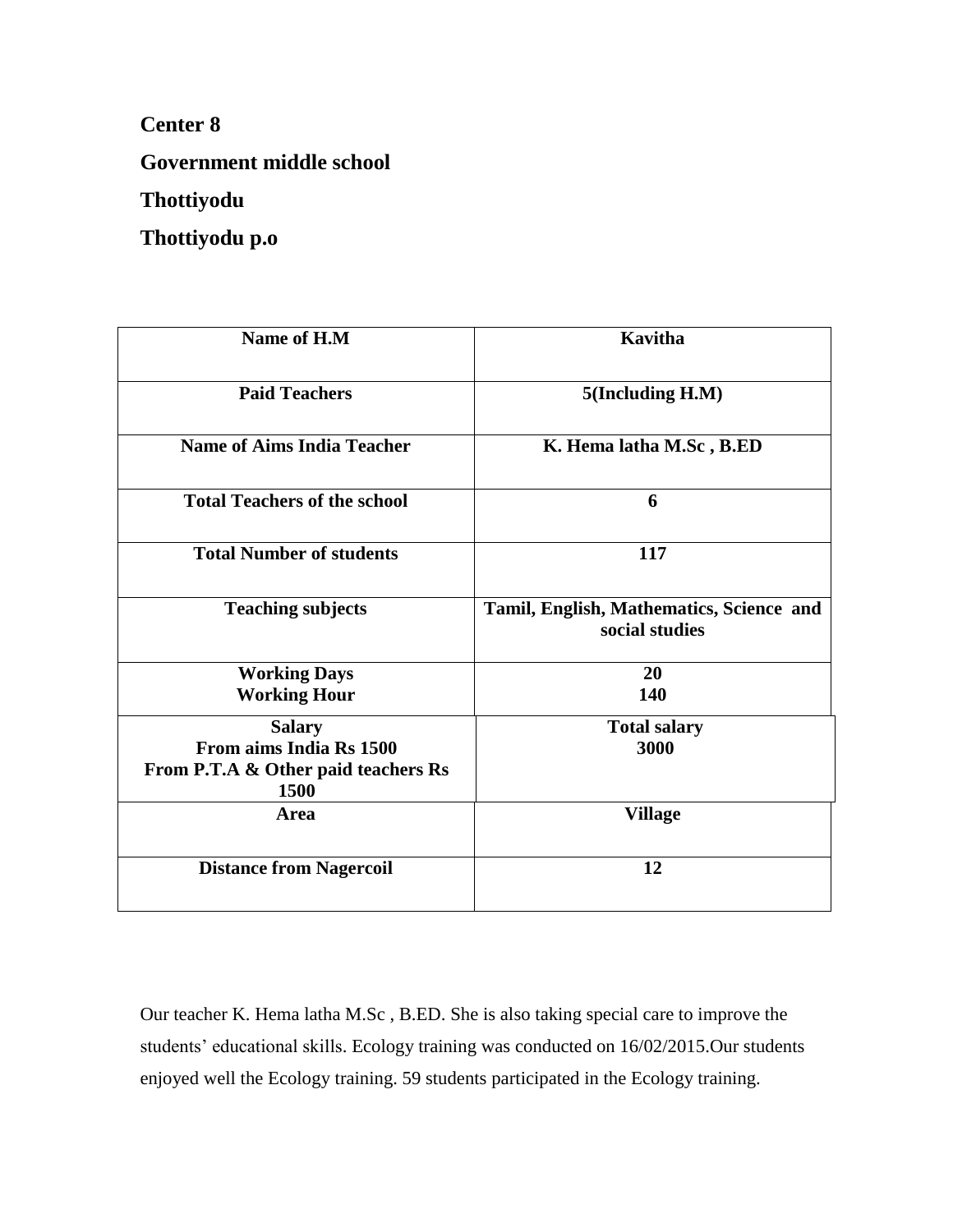**Center 8**

**Government middle school**

**Thottiyodu**

**Thottiyodu p.o**

| Name of H.M | Kavitha |
|---|---|
| Paid Teachers | 5(Including H.M) |
| Name of Aims India Teacher | K. Hema latha M.Sc , B.ED |
| Total Teachers of the school | 6 |
| Total Number of students | 117 |
| Teaching subjects | Tamil, English, Mathematics, Science and social studies |
| Working Days<br>Working Hour | 20<br>140 |
| Salary<br>From aims India Rs 1500<br>From P.T.A & Other paid teachers Rs 1500 | Total salary<br>3000 |
| Area | Village |
| Distance from Nagercoil | 12 |

Our teacher K. Hema latha M.Sc , B.ED. She is also taking special care to improve the students' educational skills. Ecology training was conducted on 16/02/2015.Our students enjoyed well the Ecology training. 59 students participated in the Ecology training.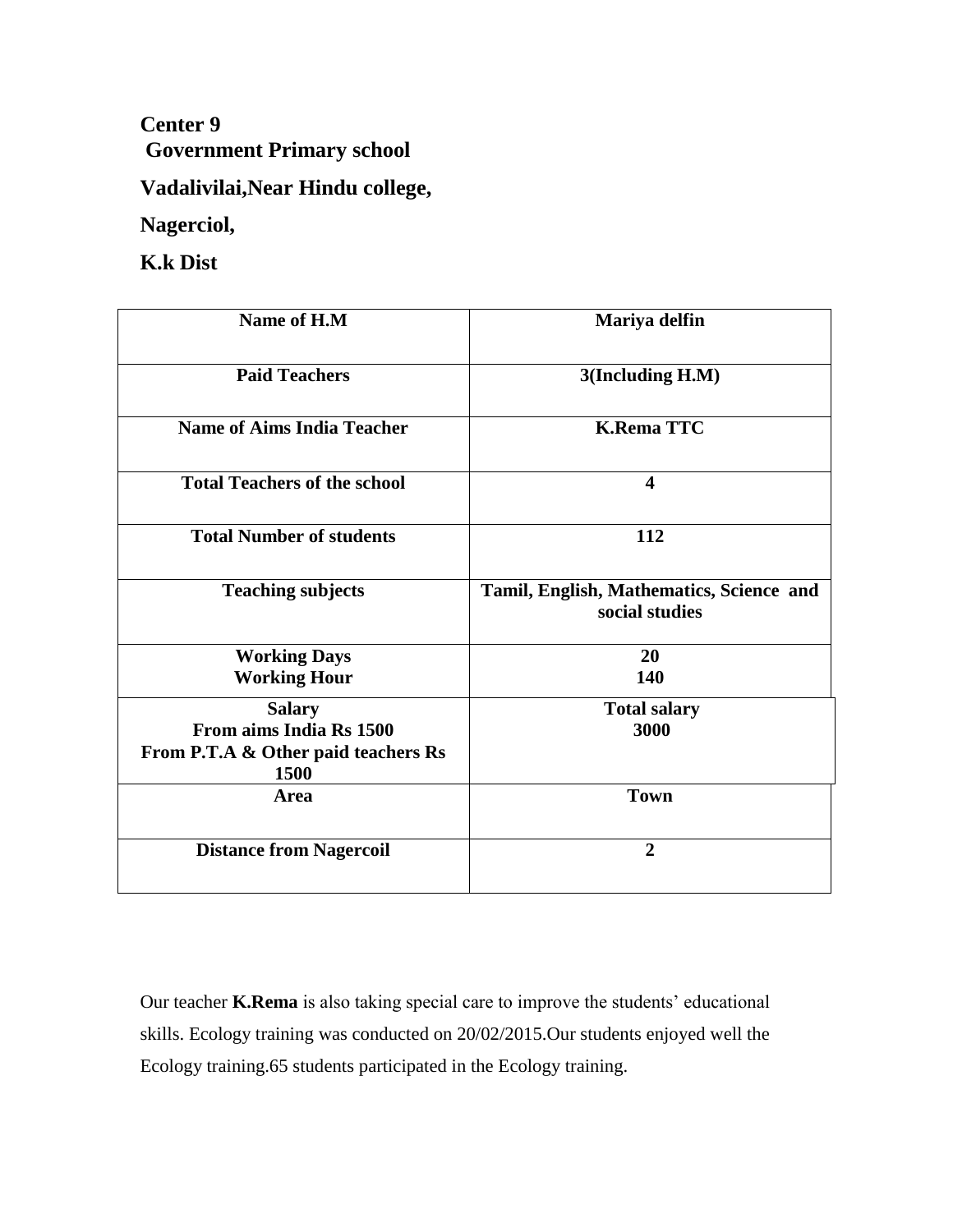**Center 9**
**Government Primary school**

**Vadalivilai,Near Hindu college,**

**Nagerciol,**

**K.k Dist**

| Name of H.M | Mariya delfin |
|---|---|
| Paid Teachers | 3(Including H.M) |
| Name of Aims India Teacher | K.Rema TTC |
| Total Teachers of the school | 4 |
| Total Number of students | 112 |
| Teaching subjects | Tamil, English, Mathematics, Science and social studies |
| Working Days<br>Working Hour | 20<br>140 |
| Salary<br>From aims India Rs 1500<br>From P.T.A & Other paid teachers Rs 1500 | Total salary<br>3000 |
| Area | Town |
| Distance from Nagercoil | 2 |

Our teacher **K.Rema** is also taking special care to improve the students' educational skills. Ecology training was conducted on 20/02/2015.Our students enjoyed well the Ecology training.65 students participated in the Ecology training.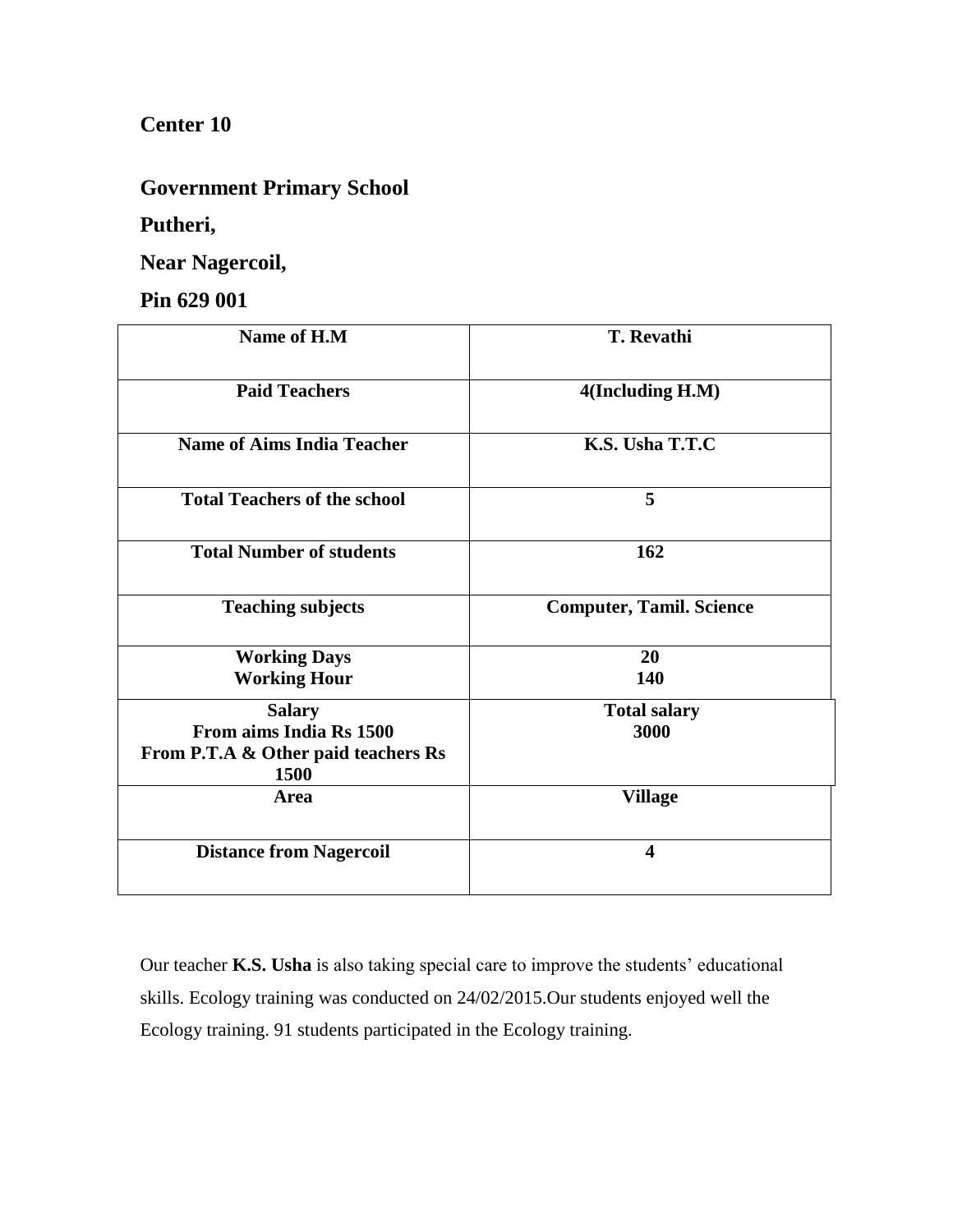**Center 10**

**Government Primary School**

**Putheri,**

**Near Nagercoil,**

**Pin 629 001**

| Name of H.M | T. Revathi |
|---|---|
| Paid Teachers | 4(Including H.M) |
| Name of Aims India Teacher | K.S. Usha T.T.C |
| Total Teachers of the school | 5 |
| Total Number of students | 162 |
| Teaching subjects | Computer, Tamil. Science |
| Working Days<br>Working Hour | 20<br>140 |
| Salary<br>From aims India Rs 1500<br>From P.T.A & Other paid teachers Rs 1500 | Total salary<br>3000 |
| Area | Village |
| Distance from Nagercoil | 4 |

Our teacher **K.S. Usha** is also taking special care to improve the students' educational skills. Ecology training was conducted on 24/02/2015.Our students enjoyed well the Ecology training. 91 students participated in the Ecology training.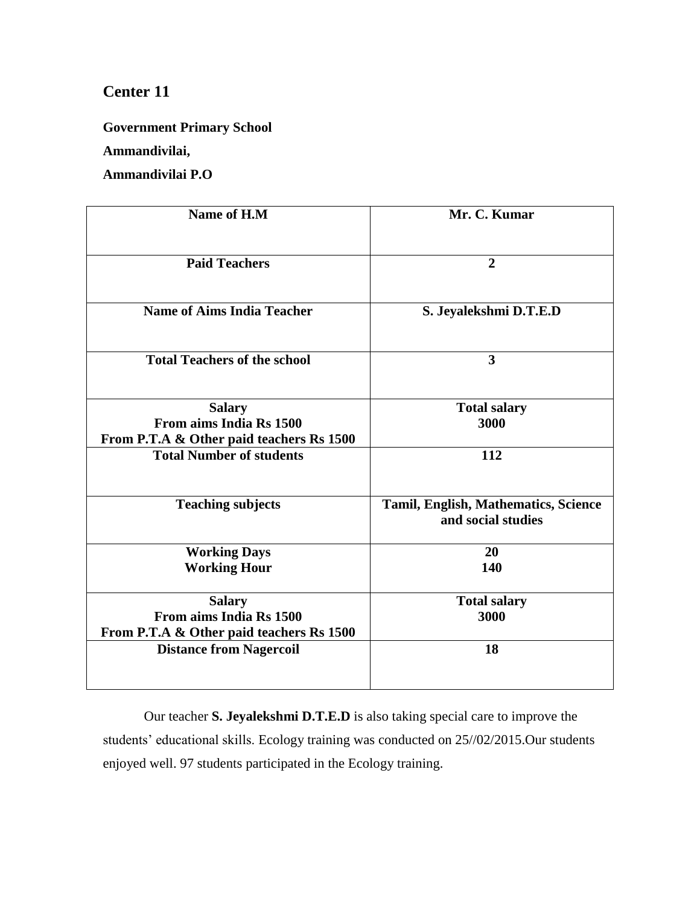# Center 11

**Government Primary School**

**Ammandivilai,**

**Ammandivilai P.O**

| **Name of H.M** | **Mr. C. Kumar** |
|---|---|
| **Paid Teachers** | **2** |
| **Name of Aims India Teacher** | **S. Jeyalekshmi D.T.E.D** |
| **Total Teachers of the school** | **3** |
| **Salary**<br>**From aims India Rs 1500**<br>**From P.T.A & Other paid teachers Rs 1500** | **Total salary**<br>**3000** |
| **Total Number of students** | **112** |
| **Teaching subjects** | **Tamil, English, Mathematics, Science and social studies** |
| **Working Days**<br>**Working Hour** | **20**<br>**140** |
| **Salary**<br>**From aims India Rs 1500**<br>**From P.T.A & Other paid teachers Rs 1500** | **Total salary**<br>**3000** |
| **Distance from Nagercoil** | **18** |

Our teacher **S. Jeyalekshmi D.T.E.D** is also taking special care to improve the students' educational skills. Ecology training was conducted on 25//02/2015.Our students enjoyed well. 97 students participated in the Ecology training.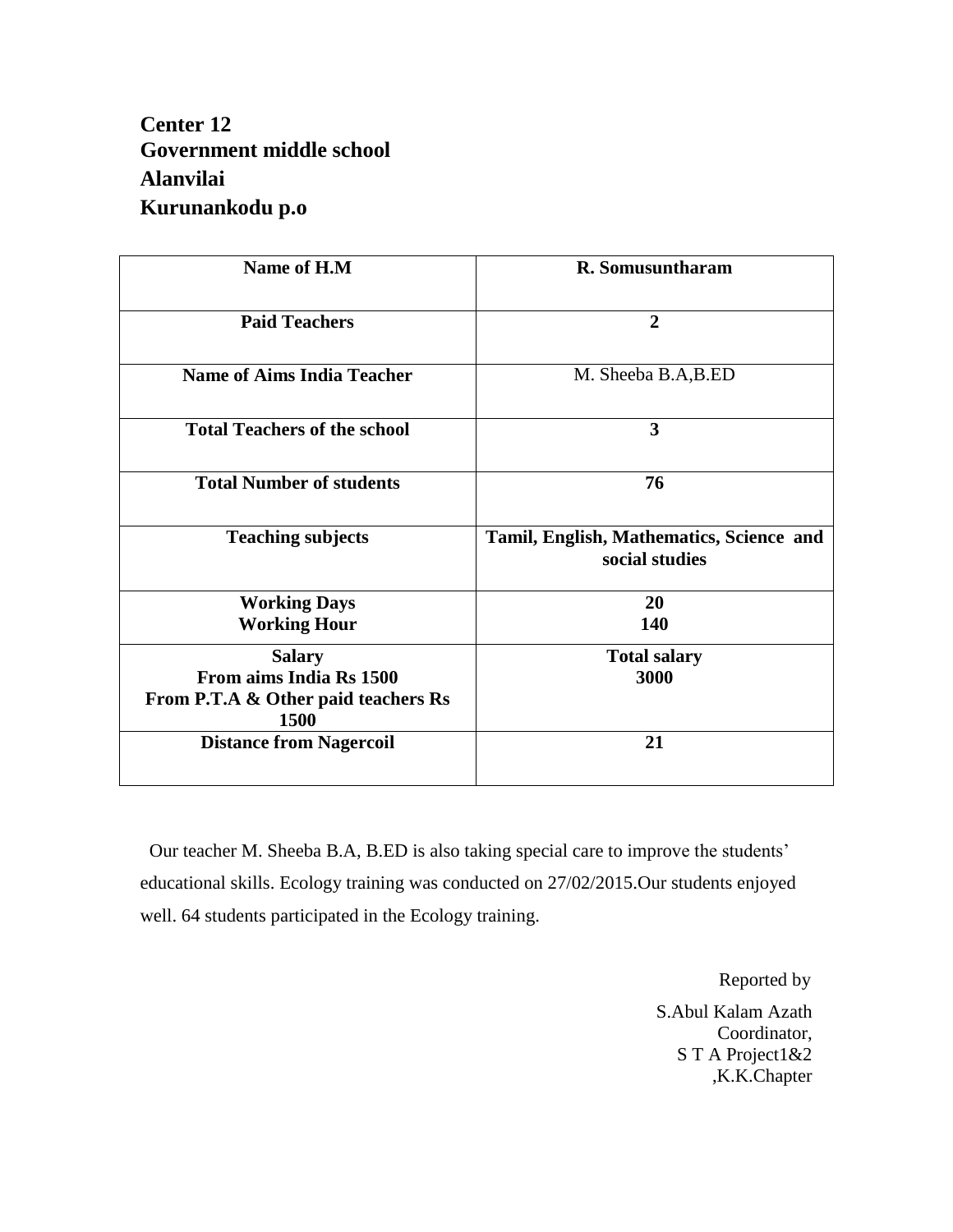**Center 12**
**Government middle school**
**Alanvilai**
**Kurunankodu p.o**

| | |
|---|---|
| **Name of H.M** | **R. Somusuntharam** |
| **Paid Teachers** | **2** |
| **Name of Aims India Teacher** | M. Sheeba B.A,B.ED |
| **Total Teachers of the school** | **3** |
| **Total Number of students** | **76** |
| **Teaching subjects** | **Tamil, English, Mathematics, Science and social studies** |
| **Working Days**<br>**Working Hour** | **20**<br>**140** |
| **Salary**<br>**From aims India Rs 1500**<br>**From P.T.A & Other paid teachers Rs 1500** | **Total salary**<br>**3000** |
| **Distance from Nagercoil** | **21** |

Our teacher M. Sheeba B.A, B.ED is also taking special care to improve the students' educational skills. Ecology training was conducted on 27/02/2015.Our students enjoyed well. 64 students participated in the Ecology training.

Reported by

S.Abul Kalam Azath
Coordinator,
S T A Project1&2
,K.K.Chapter